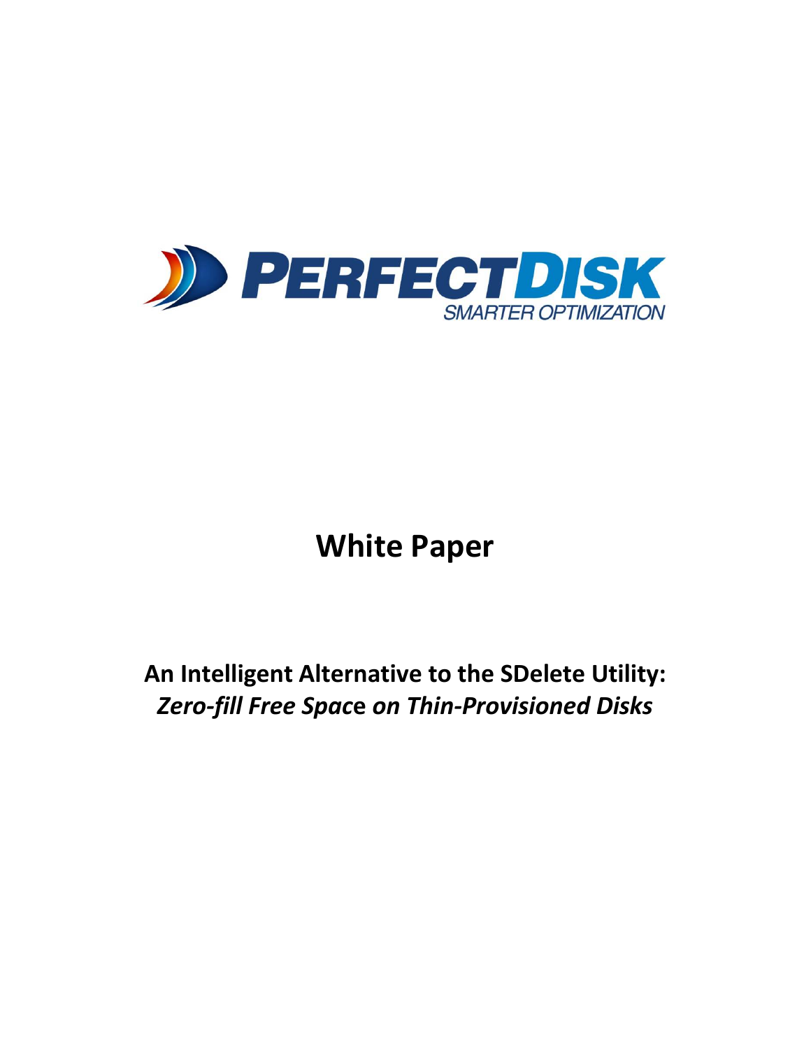PERFECTDISK

SMARTER OPTIMIZATION

# White Paper

## An Intelligent Alternative to the SDelete Utility: *Zero-fill Free Space on Thin-Provisioned Disks*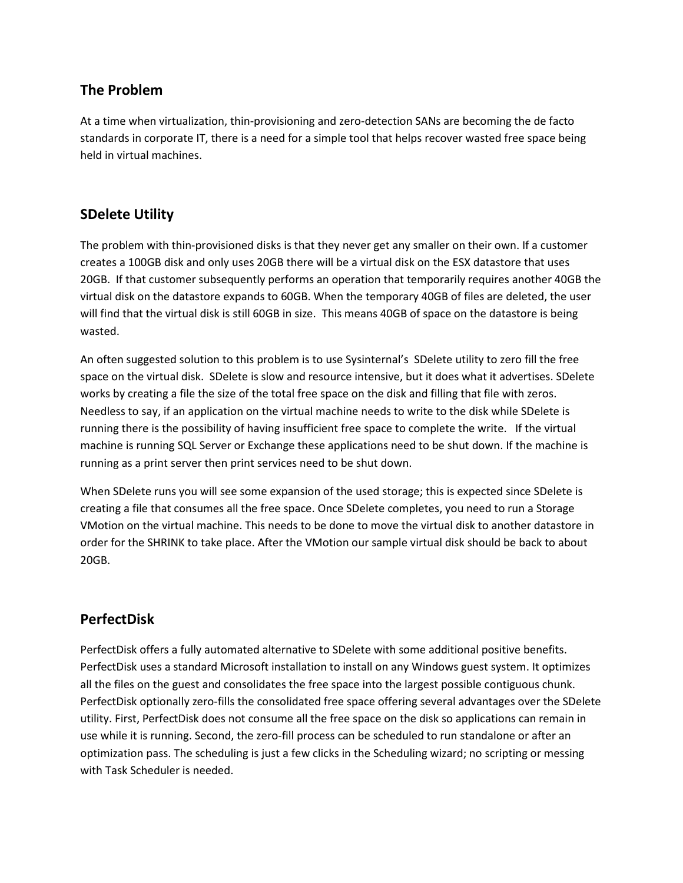## The Problem

At a time when virtualization, thin-provisioning and zero-detection SANs are becoming the de facto standards in corporate IT, there is a need for a simple tool that helps recover wasted free space being held in virtual machines.

## SDelete Utility

The problem with thin-provisioned disks is that they never get any smaller on their own. If a customer creates a 100GB disk and only uses 20GB there will be a virtual disk on the ESX datastore that uses 20GB. If that customer subsequently performs an operation that temporarily requires another 40GB the virtual disk on the datastore expands to 60GB. When the temporary 40GB of files are deleted, the user will find that the virtual disk is still 60GB in size. This means 40GB of space on the datastore is being wasted.

An often suggested solution to this problem is to use Sysinternal's SDelete utility to zero fill the free space on the virtual disk. SDelete is slow and resource intensive, but it does what it advertises. SDelete works by creating a file the size of the total free space on the disk and filling that file with zeros. Needless to say, if an application on the virtual machine needs to write to the disk while SDelete is running there is the possibility of having insufficient free space to complete the write. If the virtual machine is running SQL Server or Exchange these applications need to be shut down. If the machine is running as a print server then print services need to be shut down.

When SDelete runs you will see some expansion of the used storage; this is expected since SDelete is creating a file that consumes all the free space. Once SDelete completes, you need to run a Storage VMotion on the virtual machine. This needs to be done to move the virtual disk to another datastore in order for the SHRINK to take place. After the VMotion our sample virtual disk should be back to about 20GB.

## PerfectDisk

PerfectDisk offers a fully automated alternative to SDelete with some additional positive benefits. PerfectDisk uses a standard Microsoft installation to install on any Windows guest system. It optimizes all the files on the guest and consolidates the free space into the largest possible contiguous chunk. PerfectDisk optionally zero-fills the consolidated free space offering several advantages over the SDelete utility. First, PerfectDisk does not consume all the free space on the disk so applications can remain in use while it is running. Second, the zero-fill process can be scheduled to run standalone or after an optimization pass. The scheduling is just a few clicks in the Scheduling wizard; no scripting or messing with Task Scheduler is needed.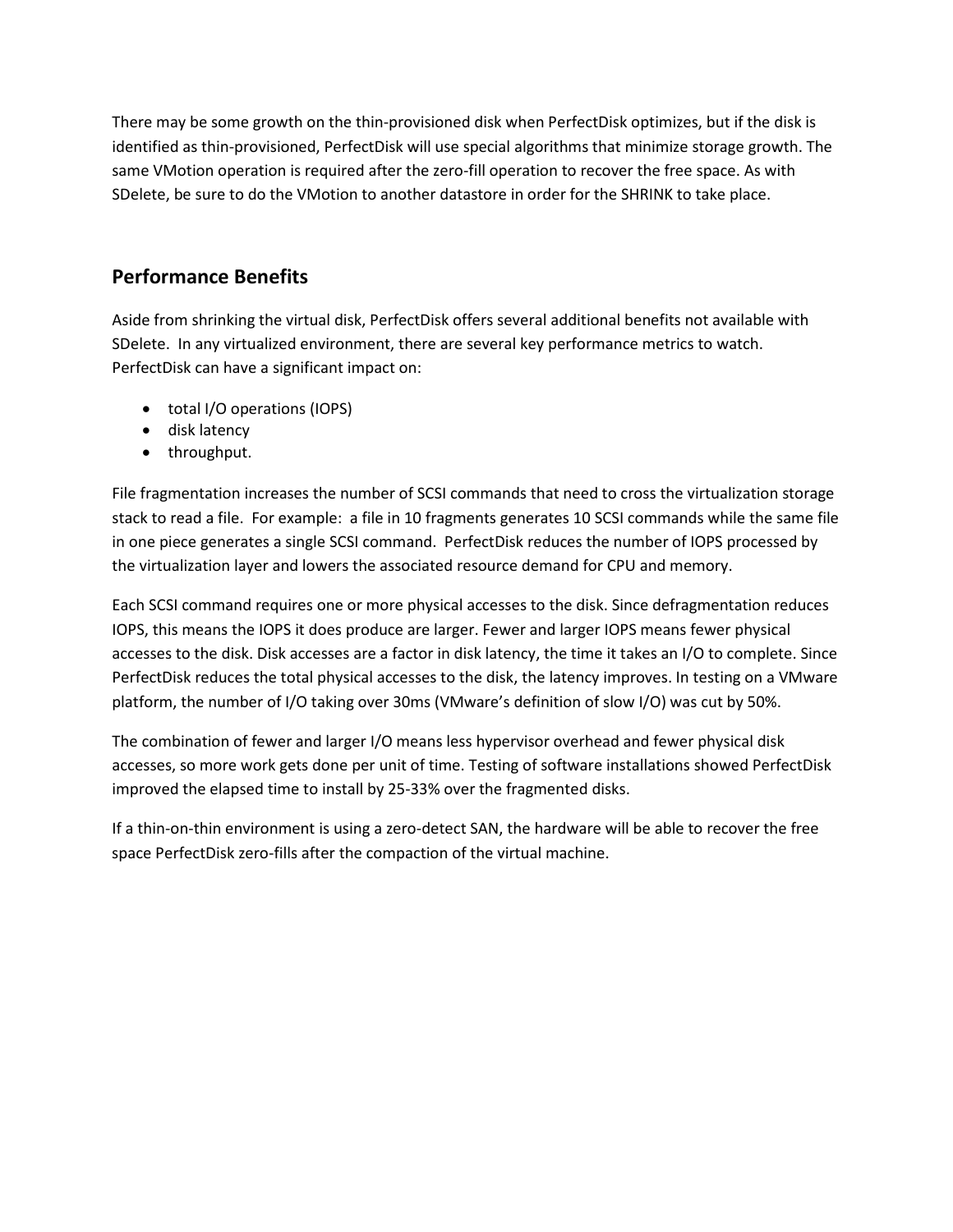There may be some growth on the thin-provisioned disk when PerfectDisk optimizes, but if the disk is identified as thin-provisioned, PerfectDisk will use special algorithms that minimize storage growth. The same VMotion operation is required after the zero-fill operation to recover the free space. As with SDelete, be sure to do the VMotion to another datastore in order for the SHRINK to take place.

## Performance Benefits

Aside from shrinking the virtual disk, PerfectDisk offers several additional benefits not available with SDelete. In any virtualized environment, there are several key performance metrics to watch. PerfectDisk can have a significant impact on:

- total I/O operations (IOPS)
- disk latency
- throughput.

File fragmentation increases the number of SCSI commands that need to cross the virtualization storage stack to read a file. For example: a file in 10 fragments generates 10 SCSI commands while the same file in one piece generates a single SCSI command. PerfectDisk reduces the number of IOPS processed by the virtualization layer and lowers the associated resource demand for CPU and memory.

Each SCSI command requires one or more physical accesses to the disk. Since defragmentation reduces IOPS, this means the IOPS it does produce are larger. Fewer and larger IOPS means fewer physical accesses to the disk. Disk accesses are a factor in disk latency, the time it takes an I/O to complete. Since PerfectDisk reduces the total physical accesses to the disk, the latency improves. In testing on a VMware platform, the number of I/O taking over 30ms (VMware's definition of slow I/O) was cut by 50%.

The combination of fewer and larger I/O means less hypervisor overhead and fewer physical disk accesses, so more work gets done per unit of time. Testing of software installations showed PerfectDisk improved the elapsed time to install by 25-33% over the fragmented disks.

If a thin-on-thin environment is using a zero-detect SAN, the hardware will be able to recover the free space PerfectDisk zero-fills after the compaction of the virtual machine.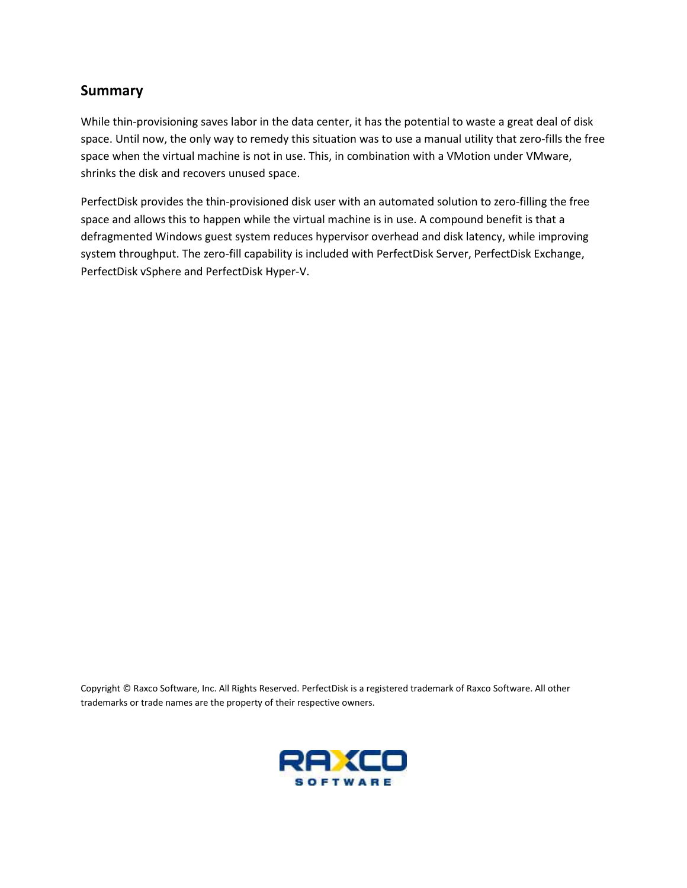## Summary

While thin-provisioning saves labor in the data center, it has the potential to waste a great deal of disk space. Until now, the only way to remedy this situation was to use a manual utility that zero-fills the free space when the virtual machine is not in use. This, in combination with a VMotion under VMware, shrinks the disk and recovers unused space.

PerfectDisk provides the thin-provisioned disk user with an automated solution to zero-filling the free space and allows this to happen while the virtual machine is in use. A compound benefit is that a defragmented Windows guest system reduces hypervisor overhead and disk latency, while improving system throughput. The zero-fill capability is included with PerfectDisk Server, PerfectDisk Exchange, PerfectDisk vSphere and PerfectDisk Hyper-V.

Copyright © Raxco Software, Inc. All Rights Reserved. PerfectDisk is a registered trademark of Raxco Software. All other trademarks or trade names are the property of their respective owners.

RAXCO SOFTWARE